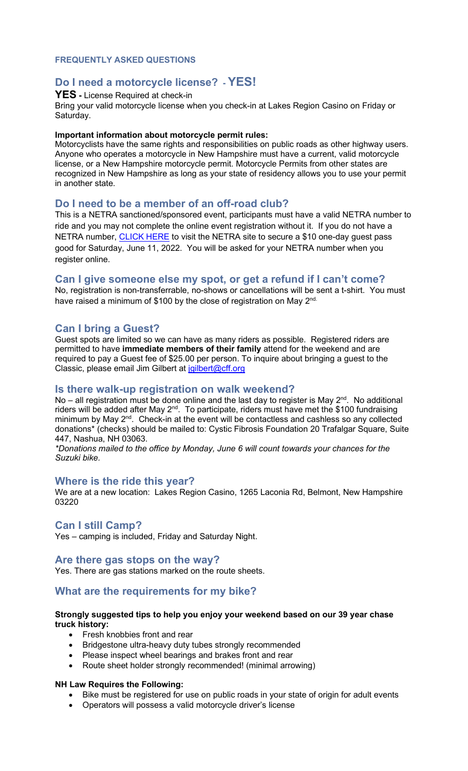**FREQUENTLY ASKED QUESTIONS**

## Do I need a motorcycle license? - YES!

**YES -** License Required at check-in

Bring your valid motorcycle license when you check-in at Lakes Region Casino on Friday or Saturday.

**Important information about motorcycle permit rules:**

Motorcyclists have the same rights and responsibilities on public roads as other highway users. Anyone who operates a motorcycle in New Hampshire must have a current, valid motorcycle license, or a New Hampshire motorcycle permit. Motorcycle Permits from other states are recognized in New Hampshire as long as your state of residency allows you to use your permit in another state.

## Do I need to be a member of an off-road club?

This is a NETRA sanctioned/sponsored event, participants must have a valid NETRA number to ride and you may not complete the online event registration without it. If you do not have a NETRA number, CLICK HERE to visit the NETRA site to secure a $10 one-day guest pass good for Saturday, June 11, 2022. You will be asked for your NETRA number when you register online.

## Can I give someone else my spot, or get a refund if I can't come?

No, registration is non-transferrable, no-shows or cancellations will be sent a t-shirt. You must have raised a minimum of $100 by the close of registration on May 2nd.

## Can I bring a Guest?

Guest spots are limited so we can have as many riders as possible. Registered riders are permitted to have **immediate members of their family** attend for the weekend and are required to pay a Guest fee of $25.00 per person. To inquire about bringing a guest to the Classic, please email Jim Gilbert at jgilbert@cff.org

## Is there walk-up registration on walk weekend?

No – all registration must be done online and the last day to register is May 2nd. No additional riders will be added after May 2nd. To participate, riders must have met the $100 fundraising minimum by May 2nd. Check-in at the event will be contactless and cashless so any collected donations* (checks) should be mailed to: Cystic Fibrosis Foundation 20 Trafalgar Square, Suite 447, Nashua, NH 03063.

*\*Donations mailed to the office by Monday, June 6 will count towards your chances for the Suzuki bike.*

## Where is the ride this year?

We are at a new location: Lakes Region Casino, 1265 Laconia Rd, Belmont, New Hampshire 03220

## Can I still Camp?

Yes – camping is included, Friday and Saturday Night.

## Are there gas stops on the way?

Yes. There are gas stations marked on the route sheets.

## What are the requirements for my bike?

**Strongly suggested tips to help you enjoy your weekend based on our 39 year chase truck history:**

- Fresh knobbies front and rear
- Bridgestone ultra-heavy duty tubes strongly recommended
- Please inspect wheel bearings and brakes front and rear
- Route sheet holder strongly recommended! (minimal arrowing)

**NH Law Requires the Following:**

- Bike must be registered for use on public roads in your state of origin for adult events
- Operators will possess a valid motorcycle driver's license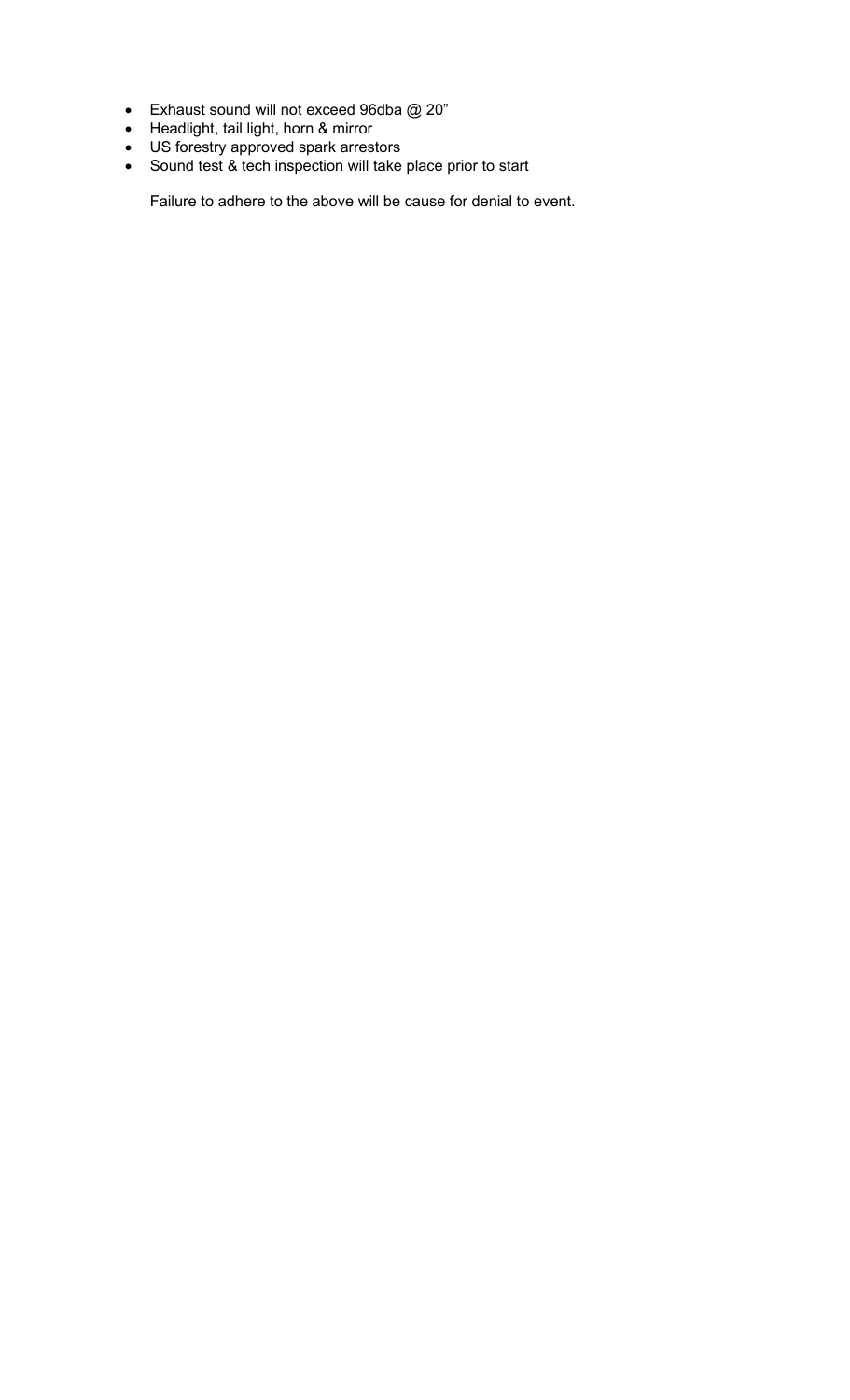- Exhaust sound will not exceed 96dba @ 20”
- Headlight, tail light, horn & mirror
- US forestry approved spark arrestors
- Sound test & tech inspection will take place prior to start

Failure to adhere to the above will be cause for denial to event.